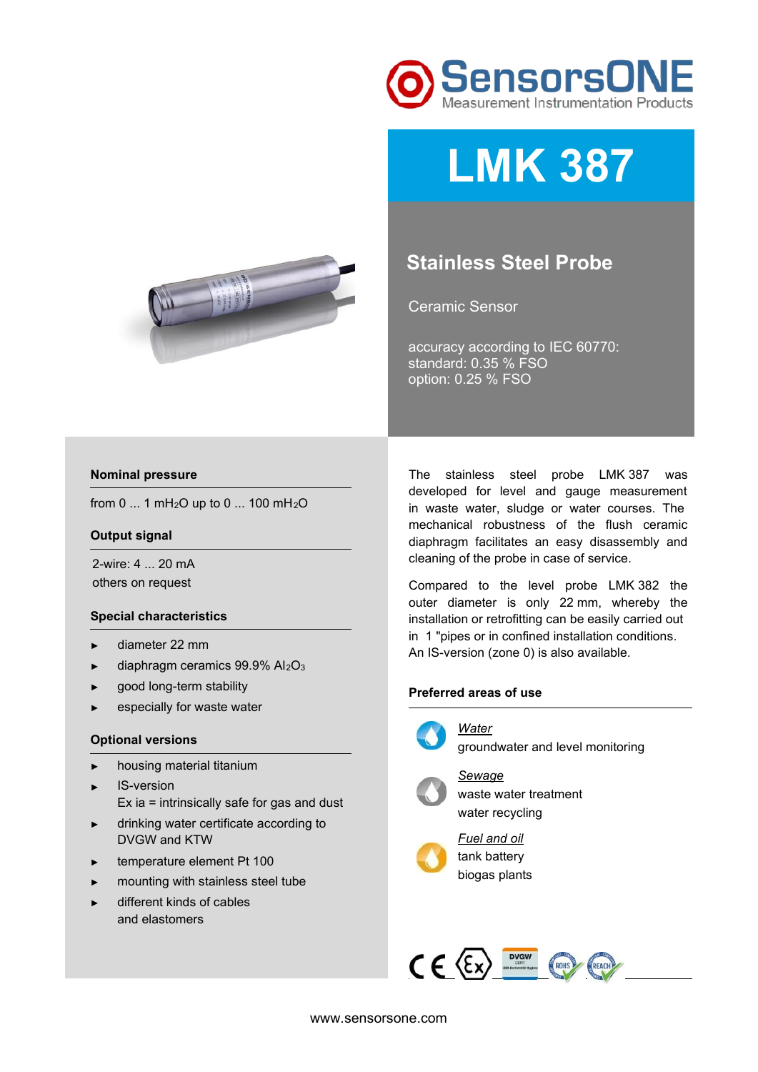SensorsONE
Measurement Instrumentation Products

# LMK 387

## Stainless Steel Probe

Ceramic Sensor

accuracy according to IEC 60770:
standard: 0.35 % FSO
option: 0.25 % FSO

### Nominal pressure

from 0 ... 1 $mH_2O$ up to 0 ... 100 $mH_2O$

### Output signal

2-wire: 4 ... 20 mA
others on request

### Special characteristics

- diameter 22 mm
- diaphragm ceramics 99.9% $Al_2O_3$
- good long-term stability
- especially for waste water

### Optional versions

- housing material titanium
- IS-version
  Ex ia = intrinsically safe for gas and dust
- drinking water certificate according to DVGW and KTW
- temperature element Pt 100
- mounting with stainless steel tube
- different kinds of cables and elastomers

The stainless steel probe LMK 387 was developed for level and gauge measurement in waste water, sludge or water courses. The mechanical robustness of the flush ceramic diaphragm facilitates an easy disassembly and cleaning of the probe in case of service.

Compared to the level probe LMK 382 the outer diameter is only 22 mm, whereby the installation or retrofitting can be easily carried out in 1 "pipes or in confined installation conditions.
An IS-version (zone 0) is also available.

### Preferred areas of use

*Water*
groundwater and level monitoring

*Sewage*
waste water treatment
water recycling

*Fuel and oil*
tank battery
biogas plants

www.sensorsone.com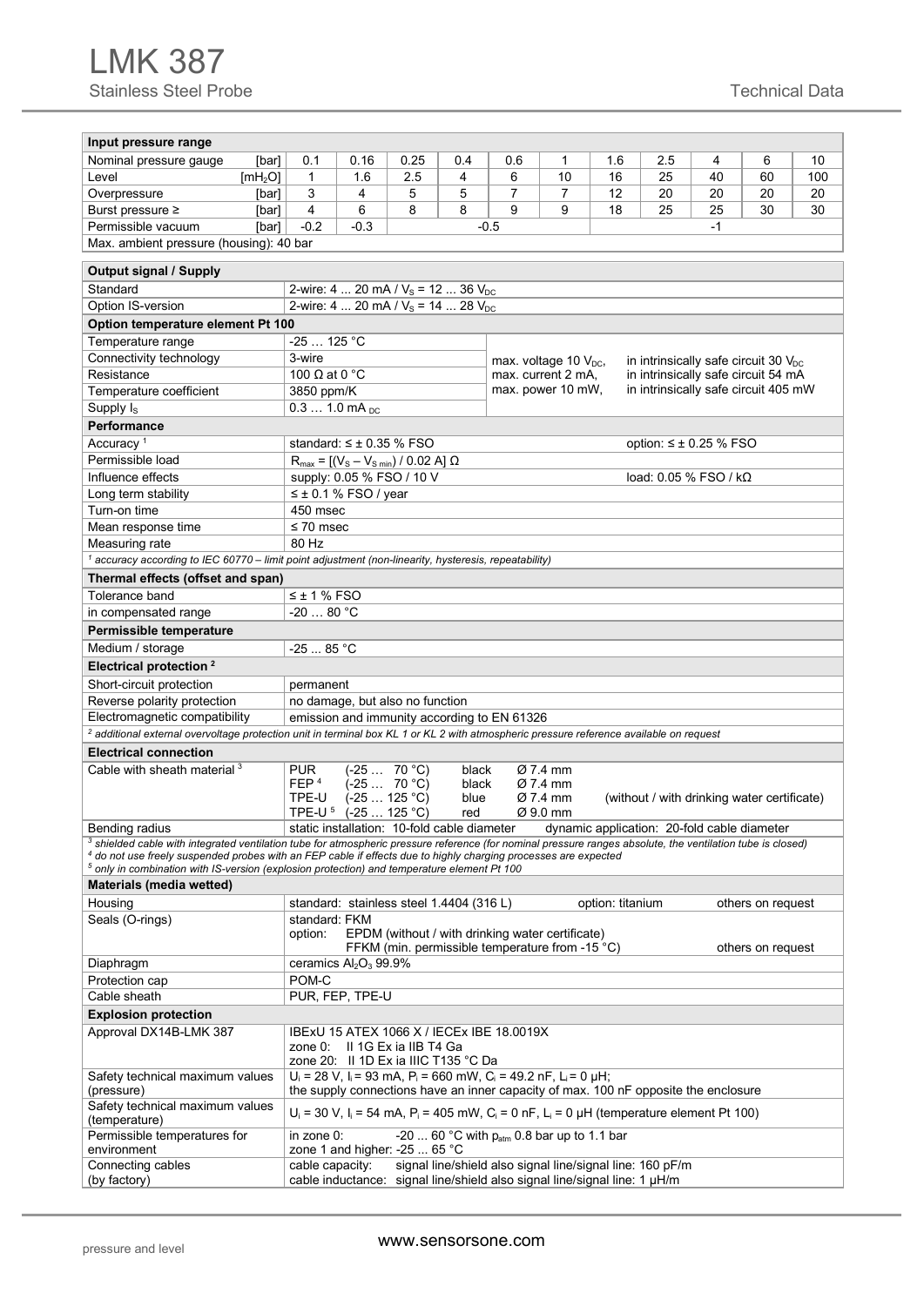# LMK 387

Stainless Steel Probe — Technical Data

| Input pressure range | | | | | | | | | | | | |
|---|---|---|---|---|---|---|---|---|---|---|---|---|
| Nominal pressure gauge | [bar] | 0.1 | 0.16 | 0.25 | 0.4 | 0.6 | 1 | 1.6 | 2.5 | 4 | 6 | 10 |
| Level | [$mH_2O$] | 1 | 1.6 | 2.5 | 4 | 6 | 10 | 16 | 25 | 40 | 60 | 100 |
| Overpressure | [bar] | 3 | 4 | 5 | 5 | 7 | 7 | 12 | 20 | 20 | 20 | 20 |
| Burst pressure ≥ | [bar] | 4 | 6 | 8 | 8 | 9 | 9 | 18 | 25 | 25 | 30 | 30 |
| Permissible vacuum | [bar] | -0.2 | -0.3 | -0.5 | | | | -1 | | | | |
| Max. ambient pressure (housing): 40 bar | | | | | | | | | | | | |

| Output signal / Supply | |
|---|---|
| Standard | 2-wire: 4 ... 20 mA / $V_S$ = 12 ... 36 $V_{DC}$ |
| Option IS-version | 2-wire: 4 ... 20 mA / $V_S$ = 14 ... 28 $V_{DC}$ |
| **Option temperature element Pt 100** | |
| Temperature range | -25 … 125 °C |
| Connectivity technology | 3-wire |
| Resistance | 100 Ω at 0 °C |
| Temperature coefficient | 3850 ppm/K |
| Supply $I_S$ | 0.3 … 1.0 mA $_{DC}$ |
| | max. voltage 10 $V_{DC}$, in intrinsically safe circuit 30 $V_{DC}$; max. current 2 mA, in intrinsically safe circuit 54 mA; max. power 10 mW, in intrinsically safe circuit 405 mW |
| **Performance** | |
| Accuracy [1] | standard: ≤ ± 0.35 % FSO — option: ≤ ± 0.25 % FSO |
| Permissible load | $R_{max} = [(V_S - V_{S\,min}) / 0.02\,A]\ \Omega$ |
| Influence effects | supply: 0.05 % FSO / 10 V — load: 0.05 % FSO / kΩ |
| Long term stability | ≤ ± 0.1 % FSO / year |
| Turn-on time | 450 msec |
| Mean response time | ≤ 70 msec |
| Measuring rate | 80 Hz |

[1] *accuracy according to IEC 60770 – limit point adjustment (non-linearity, hysteresis, repeatability)*

| Thermal effects (offset and span) | |
|---|---|
| Tolerance band | ≤ ± 1 % FSO |
| in compensated range | -20 … 80 °C |
| **Permissible temperature** | |
| Medium / storage | -25 ... 85 °C |
| **Electrical protection [2]** | |
| Short-circuit protection | permanent |
| Reverse polarity protection | no damage, but also no function |
| Electromagnetic compatibility | emission and immunity according to EN 61326 |

[2] *additional external overvoltage protection unit in terminal box KL 1 or KL 2 with atmospheric pressure reference available on request*

| Electrical connection | |
|---|---|
| Cable with sheath material [3] | PUR (-25 … 70 °C) black Ø 7.4 mm<br>FEP [4] (-25 … 70 °C) black Ø 7.4 mm<br>TPE-U (-25 … 125 °C) blue Ø 7.4 mm (without / with drinking water certificate)<br>TPE-U [5] (-25 … 125 °C) red Ø 9.0 mm |
| Bending radius | static installation: 10-fold cable diameter — dynamic application: 20-fold cable diameter |

[3] *shielded cable with integrated ventilation tube for atmospheric pressure reference (for nominal pressure ranges absolute, the ventilation tube is closed)*
[4] *do not use freely suspended probes with an FEP cable if effects due to highly charging processes are expected*
[5] *only in combination with IS-version (explosion protection) and temperature element Pt 100*

| Materials (media wetted) | |
|---|---|
| Housing | standard: stainless steel 1.4404 (316 L) — option: titanium — others on request |
| Seals (O-rings) | standard: FKM<br>option: EPDM (without / with drinking water certificate)<br>FFKM (min. permissible temperature from -15 °C) — others on request |
| Diaphragm | ceramics $Al_2O_3$ 99.9% |
| Protection cap | POM-C |
| Cable sheath | PUR, FEP, TPE-U |
| **Explosion protection** | |
| Approval DX14B-LMK 387 | IBExU 15 ATEX 1066 X / IECEx IBE 18.0019X<br>zone 0: II 1G Ex ia IIB T4 Ga<br>zone 20: II 1D Ex ia IIIC T135 °C Da |
| Safety technical maximum values (pressure) | $U_i$ = 28 V, $I_i$ = 93 mA, $P_i$ = 660 mW, $C_i$ = 49.2 nF, $L_i$ = 0 µH;<br>the supply connections have an inner capacity of max. 100 nF opposite the enclosure |
| Safety technical maximum values (temperature) | $U_i$ = 30 V, $I_i$ = 54 mA, $P_i$ = 405 mW, $C_i$ = 0 nF, $L_i$ = 0 µH (temperature element Pt 100) |
| Permissible temperatures for environment | in zone 0: -20 ... 60 °C with $p_{atm}$ 0.8 bar up to 1.1 bar<br>zone 1 and higher: -25 ... 65 °C |
| Connecting cables (by factory) | cable capacity: signal line/shield also signal line/signal line: 160 pF/m<br>cable inductance: signal line/shield also signal line/signal line: 1 µH/m |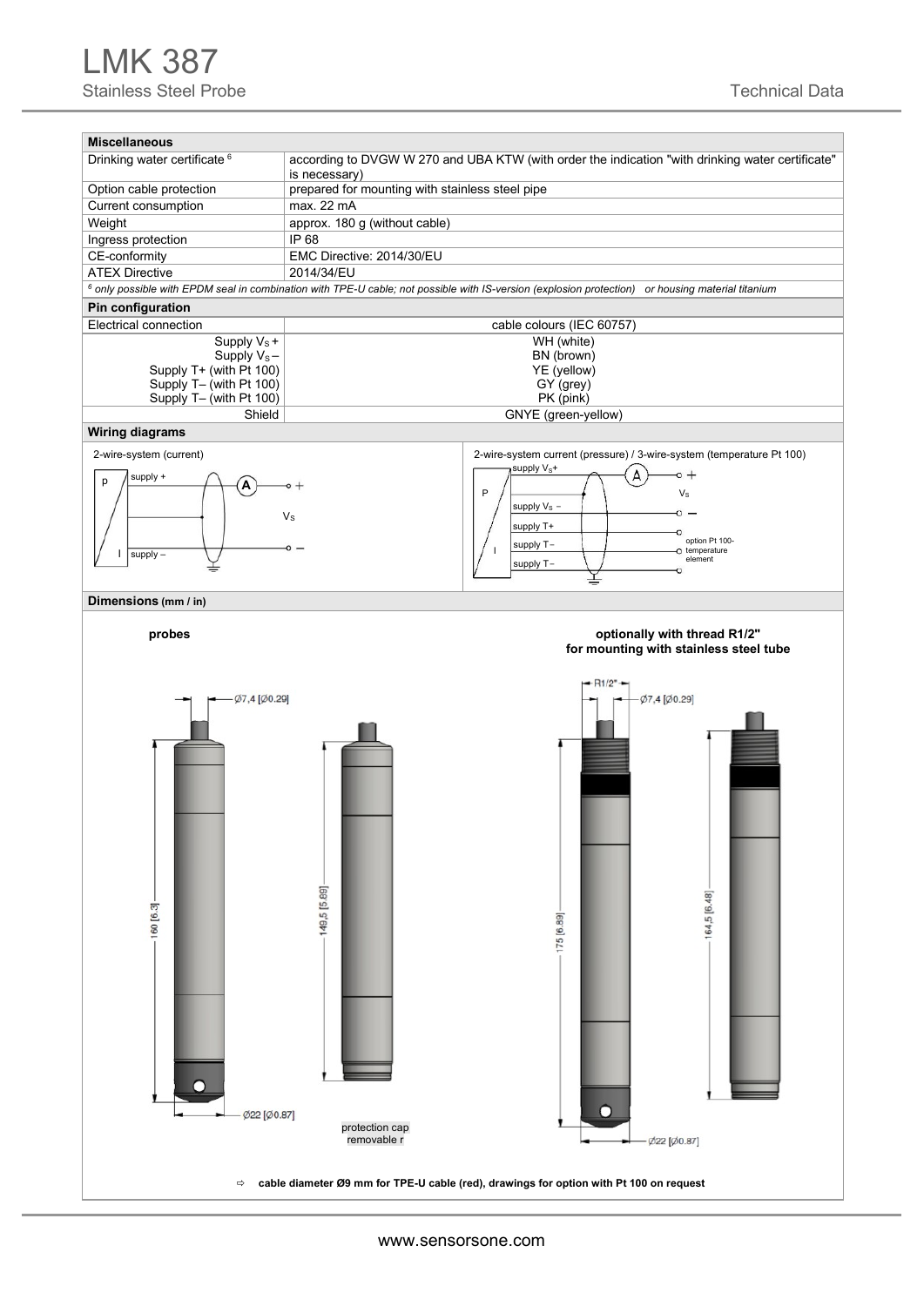# LMK 387

Stainless Steel Probe

Technical Data

| Miscellaneous | |
|---|---|
| Drinking water certificate [6] | according to DVGW W 270 and UBA KTW (with order the indication "with drinking water certificate" is necessary) |
| Option cable protection | prepared for mounting with stainless steel pipe |
| Current consumption | max. 22 mA |
| Weight | approx. 180 g (without cable) |
| Ingress protection | IP 68 |
| CE-conformity | EMC Directive: 2014/30/EU |
| ATEX Directive | 2014/34/EU |

*[6] only possible with EPDM seal in combination with TPE-U cable; not possible with IS-version (explosion protection) or housing material titanium*

| Pin configuration | |
|---|---|
| Electrical connection | cable colours (IEC 60757) |
| Supply $V_S$ + | WH (white) |
| Supply $V_S$ – | BN (brown) |
| Supply T+ (with Pt 100) | YE (yellow) |
| Supply T– (with Pt 100) | GY (grey) |
| Supply T– (with Pt 100) | PK (pink) |
| Shield | GNYE (green-yellow) |

**Wiring diagrams**

2-wire-system (current)

2-wire-system current (pressure) / 3-wire-system (temperature Pt 100)

**Dimensions (mm / in)**

**probes**

**optionally with thread R1/2" for mounting with stainless steel tube**

Ø7,4 [Ø0.29]; 160 [6.3]; 149,5 [5.89]; Ø22 [Ø0.87]; protection cap removable

R1/2"; Ø7,4 [Ø0.29]; 175 [6.89]; 164,5 [6.48]; Ø22 [Ø0.87]

⇨ **cable diameter Ø9 mm for TPE-U cable (red), drawings for option with Pt 100 on request**

www.sensorsone.com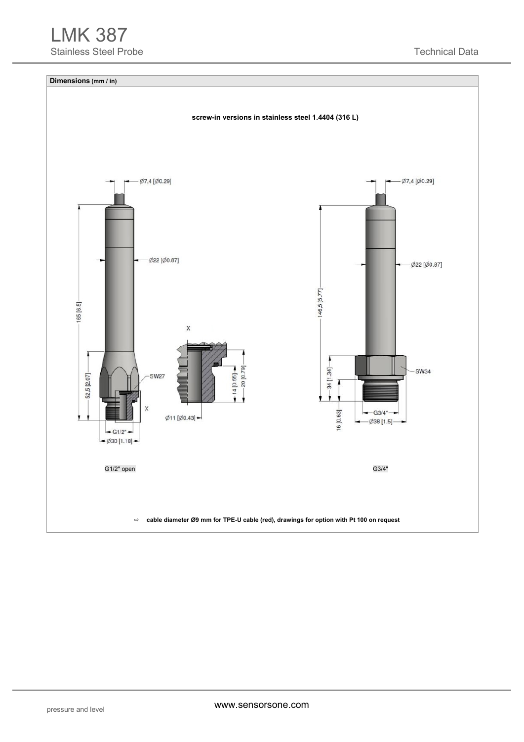## Dimensions (mm / in)

**screw-in versions in stainless steel 1.4404 (316 L)**

Ø7,4 [Ø0.29]

Ø22 [Ø0.87]

165 [6.5]

52,5 [2.07]

SW27

X

G1/2"

Ø30 [1.18]

X

14 [0.55]

20 [0.79]

Ø11 [Ø0.43]

G1/2" open

Ø7,4 [Ø0.29]

Ø22 [Ø0.87]

146,5 [5.77]

34 [1.34]

SW34

16 [0.63]

G3/4"

Ø38 [1.5]

G3/4"

⇨ **cable diameter Ø9 mm for TPE-U cable (red), drawings for option with Pt 100 on request**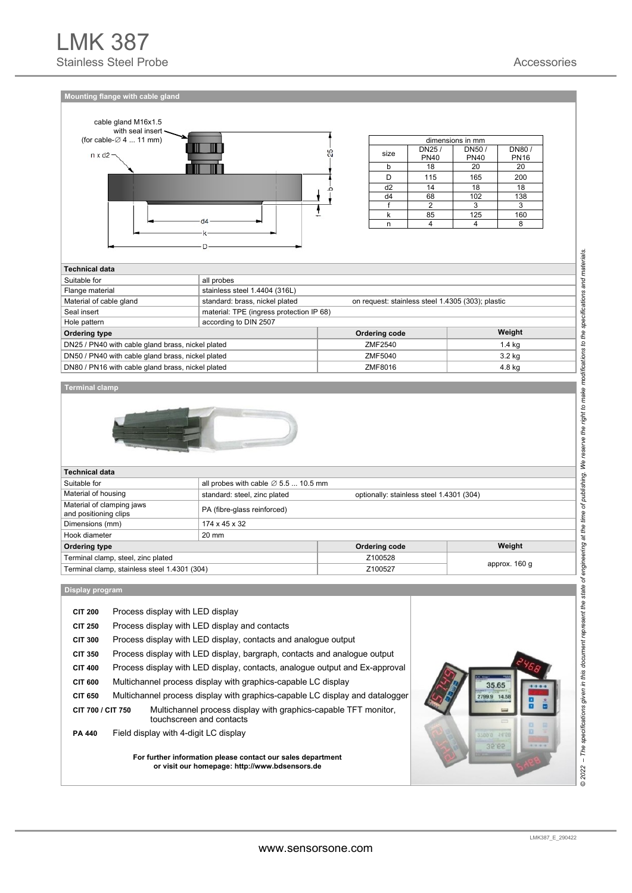## Mounting flange with cable gland

cable gland M16x1.5 with seal insert (for cable-∅ 4 ... 11 mm)

n x d2

| dimensions in mm | | | |
|---|---|---|---|
| size | DN25 / PN40 | DN50 / PN40 | DN80 / PN16 |
| b | 18 | 20 | 20 |
| D | 115 | 165 | 200 |
| d2 | 14 | 18 | 18 |
| d4 | 68 | 102 | 138 |
| f | 2 | 3 | 3 |
| k | 85 | 125 | 160 |
| n | 4 | 4 | 8 |

| Technical data | |
|---|---|
| Suitable for | all probes |
| Flange material | stainless steel 1.4404 (316L) |
| Material of cable gland | standard: brass, nickel plated; on request: stainless steel 1.4305 (303); plastic |
| Seal insert | material: TPE (ingress protection IP 68) |
| Hole pattern | according to DIN 2507 |

| Ordering type | Ordering code | Weight |
|---|---|---|
| DN25 / PN40 with cable gland brass, nickel plated | ZMF2540 | 1.4 kg |
| DN50 / PN40 with cable gland brass, nickel plated | ZMF5040 | 3.2 kg |
| DN80 / PN16 with cable gland brass, nickel plated | ZMF8016 | 4.8 kg |

## Terminal clamp

| Technical data | |
|---|---|
| Suitable for | all probes with cable ∅ 5.5 ... 10.5 mm |
| Material of housing | standard: steel, zinc plated; optionally: stainless steel 1.4301 (304) |
| Material of clamping jaws and positioning clips | PA (fibre-glass reinforced) |
| Dimensions (mm) | 174 x 45 x 32 |
| Hook diameter | 20 mm |

| Ordering type | Ordering code | Weight |
|---|---|---|
| Terminal clamp, steel, zinc plated | Z100528 | approx. 160 g |
| Terminal clamp, stainless steel 1.4301 (304) | Z100527 | |

## Display program

- **CIT 200** Process display with LED display
- **CIT 250** Process display with LED display and contacts
- **CIT 300** Process display with LED display, contacts and analogue output
- **CIT 350** Process display with LED display, bargraph, contacts and analogue output
- **CIT 400** Process display with LED display, contacts, analogue output and Ex-approval
- **CIT 600** Multichannel process display with graphics-capable LC display
- **CIT 650** Multichannel process display with graphics-capable LC display and datalogger
- **CIT 700 / CIT 750** Multichannel process display with graphics-capable TFT monitor, touchscreen and contacts
- **PA 440** Field display with 4-digit LC display

**For further information please contact our sales department or visit our homepage: http://www.bdsensors.de**

*© 2022 – The specifications given in this document represent the state of engineering at the time of publishing. We reserve the right to make modifications to the specifications and materials.*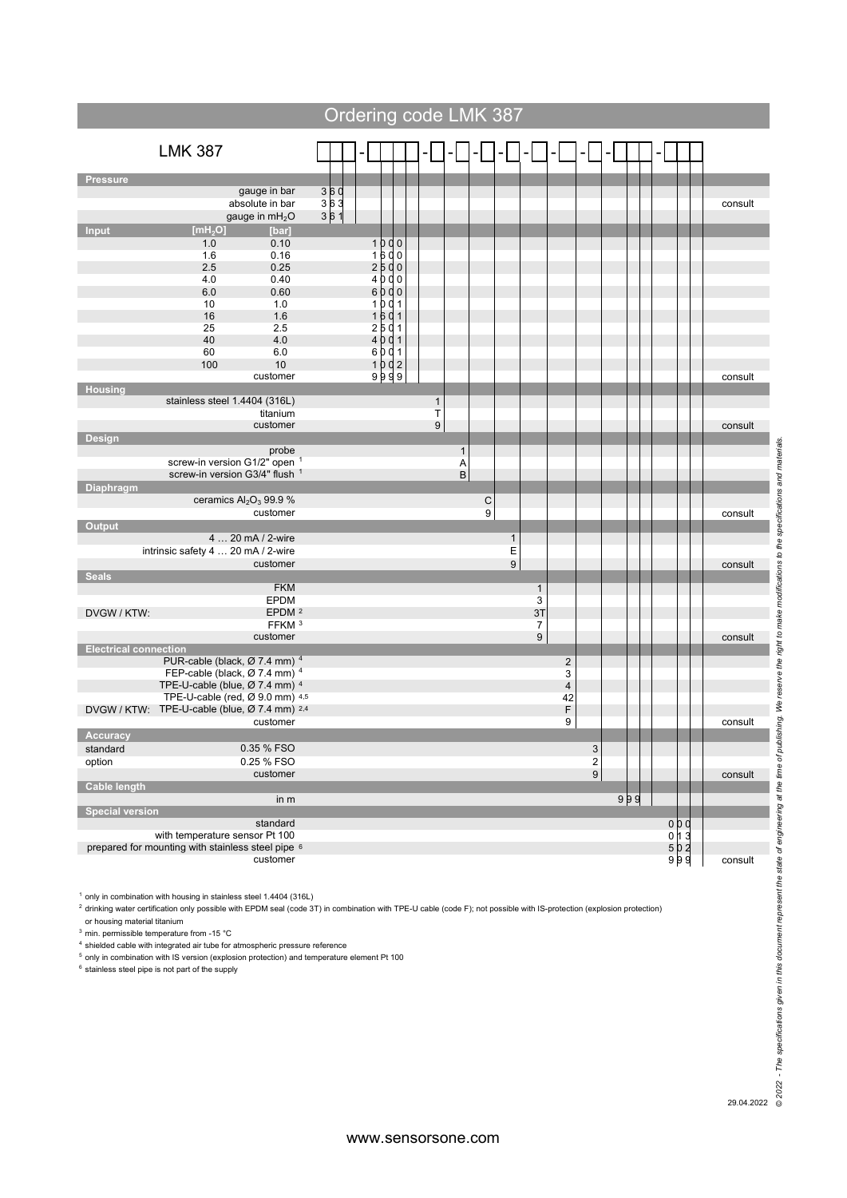# Ordering code LMK 387

| LMK 387 | Code | |
|---|---|---|
| **Pressure** | | |
| gauge in bar | 3 6 0 | |
| absolute in bar | 3 6 3 | consult |
| gauge in $mH_2O$ | 3 6 1 | |
| **Input** [$mH_2O$] [bar] | | |
| 1.0 / 0.10 | 1 0 0 0 | |
| 1.6 / 0.16 | 1 6 0 0 | |
| 2.5 / 0.25 | 2 5 0 0 | |
| 4.0 / 0.40 | 4 0 0 0 | |
| 6.0 / 0.60 | 6 0 0 0 | |
| 10 / 1.0 | 1 0 0 1 | |
| 16 / 1.6 | 1 6 0 1 | |
| 25 / 2.5 | 2 5 0 1 | |
| 40 / 4.0 | 4 0 0 1 | |
| 60 / 6.0 | 6 0 0 1 | |
| 100 / 10 | 1 0 0 2 | |
| customer | 9 9 9 9 | consult |
| **Housing** | | |
| stainless steel 1.4404 (316L) | 1 | |
| titanium | T | |
| customer | 9 | consult |
| **Design** | | |
| probe | 1 | |
| screw-in version G1/2" open [1] | A | |
| screw-in version G3/4" flush [1] | B | |
| **Diaphragm** | | |
| ceramics $Al_2O_3$ 99.9 % | C | |
| customer | 9 | consult |
| **Output** | | |
| 4 … 20 mA / 2-wire | 1 | |
| intrinsic safety 4 … 20 mA / 2-wire | E | |
| customer | 9 | consult |
| **Seals** | | |
| FKM | 1 | |
| EPDM | 3 | |
| DVGW / KTW: EPDM [2] | 3T | |
| FFKM [3] | 7 | |
| customer | 9 | consult |
| **Electrical connection** | | |
| PUR-cable (black, Ø 7.4 mm) [4] | 2 | |
| FEP-cable (black, Ø 7.4 mm) [4] | 3 | |
| TPE-U-cable (blue, Ø 7.4 mm) [4] | 4 | |
| TPE-U-cable (red, Ø 9.0 mm) [4,5] | 42 | |
| DVGW / KTW: TPE-U-cable (blue, Ø 7.4 mm) [2,4] | F | |
| customer | 9 | consult |
| **Accuracy** | | |
| standard 0.35 % FSO | 3 | |
| option 0.25 % FSO | 2 | |
| customer | 9 | consult |
| **Cable length** | | |
| in m | 9 9 9 | |
| **Special version** | | |
| standard | 0 0 0 | |
| with temperature sensor Pt 100 | 0 1 3 | |
| prepared for mounting with stainless steel pipe [6] | 5 0 2 | |
| customer | 9 9 9 | consult |

[1] only in combination with housing in stainless steel 1.4404 (316L)
[2] drinking water certification only possible with EPDM seal (code 3T) in combination with TPE-U cable (code F); not possible with IS-protection (explosion protection) or housing material titanium
[3] min. permissible temperature from -15 °C
[4] shielded cable with integrated air tube for atmospheric pressure reference
[5] only in combination with IS version (explosion protection) and temperature element Pt 100
[6] stainless steel pipe is not part of the supply

29.04.2022

© 2022 - The specifications given in this document represent the state of engineering at the time of publishing. We reserve the right to make modifications to the specifications and materials.

www.sensorsone.com